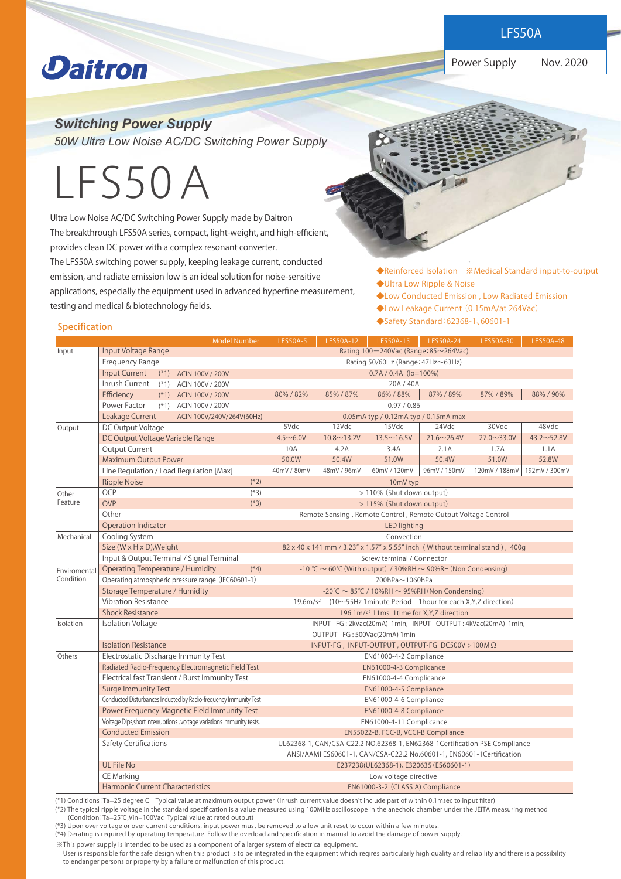LFS50A

Power Supply | Nov. 2020

Daitron

## *Switching Power Supply*

*50W Ultra Low Noise AC/DC Switching Power Supply*

# LFS50A

Ultra Low Noise AC/DC Switching Power Supply made by Daitron
The breakthrough LFS50A series, compact, light-weight, and high-efficient, provides clean DC power with a complex resonant converter.
The LFS50A switching power supply, keeping leakage current, conducted emission, and radiate emission low is an ideal solution for noise-sensitive applications, especially the equipment used in advanced hyperfine measurement, testing and medical & biotechnology fields.

- ◆Reinforced Isolation ※Medical Standard input-to-output
- ◆Ultra Low Ripple & Noise
- ◆Low Conducted Emission , Low Radiated Emission
- ◆Low Leakage Current（0.15mA/at 264Vac）
- ◆Safety Standard：62368-1、60601-1

## Specification

| | Model Number | | LFS50A-5 | LFS50A-12 | LFS50A-15 | LFS50A-24 | LFS50A-30 | LFS50A-48 |
|---|---|---|---|---|---|---|---|---|
| Input | Input Voltage Range | | Rating 100－240Vac (Range：85～264Vac) | | | | | |
| | Frequency Range | | Rating 50/60Hz (Range：47Hz～63Hz) | | | | | |
| | Input Current (*1) | ACIN 100V / 200V | 0.7A / 0.4A (Io=100%) | | | | | |
| | Inrush Current (*1) | ACIN 100V / 200V | 20A / 40A | | | | | |
| | Efficiency (*1) | ACIN 100V / 200V | 80% / 82% | 85% / 87% | 86% / 88% | 87% / 89% | 87% / 89% | 88% / 90% |
| | Power Factor (*1) | ACIN 100V / 200V | 0.97 / 0.86 | | | | | |
| | Leakage Current | ACIN 100V/240V/264V(60Hz) | 0.05mA typ / 0.12mA typ / 0.15mA max | | | | | |
| Output | DC Output Voltage | | 5Vdc | 12Vdc | 15Vdc | 24Vdc | 30Vdc | 48Vdc |
| | DC Output Voltage Variable Range | | 4.5～6.0V | 10.8～13.2V | 13.5～16.5V | 21.6～26.4V | 27.0～33.0V | 43.2～52.8V |
| | Output Current | | 10A | 4.2A | 3.4A | 2.1A | 1.7A | 1.1A |
| | Maximum Output Power | | 50.0W | 50.4W | 51.0W | 50.4W | 51.0W | 52.8W |
| | Line Regulation / Load Regulation [Max] | | 40mV / 80mV | 48mV / 96mV | 60mV / 120mV | 96mV / 150mV | 120mV / 188mV | 192mV / 300mV |
| | Ripple Noise | (*2) | 10mV typ | | | | | |
| Other Feature | OCP | (*3) | > 110% (Shut down output) | | | | | |
| | OVP | (*3) | > 115% (Shut down output) | | | | | |
| | Other | | Remote Sensing , Remote Control , Remote Output Voltage Control | | | | | |
| | Operation Indicator | | LED lighting | | | | | |
| Mechanical | Cooling System | | Convection | | | | | |
| | Size (W x H x D),Weight | | 82 x 40 x 141 mm / 3.23" x 1.57" x 5.55" inch （Without terminal stand）, 400g | | | | | |
| | Input & Output Terminal / Signal Terminal | | Screw terminal / Connector | | | | | |
| Enviromental Condition | Operating Temperature / Humidity | (*4) | -10 ℃ ～ 60℃ (With output) / 30%RH ～ 90%RH (Non Condensing) | | | | | |
| | Operating atmospheric pressure range (IEC60601-1) | | 700hPa～1060hPa | | | | | |
| | Storage Temperature / Humidity | | -20℃ ～ 85℃ / 10%RH ～ 95%RH (Non Condensing) | | | | | |
| | Vibration Resistance | | 19.6m/s² (10～55Hz 1minute Period 1hour for each X,Y,Z direction) | | | | | |
| | Shock Resistance | | 196.1m/s² 11ms 1time for X,Y,Z direction | | | | | |
| Isolation | Isolation Voltage | | INPUT - FG : 2kVac(20mA) 1min, INPUT - OUTPUT : 4kVac(20mA) 1min, OUTPUT - FG : 500Vac(20mA) 1min | | | | | |
| | Isolation Resistance | | INPUT-FG , INPUT-OUTPUT , OUTPUT-FG DC500V >100MΩ | | | | | |
| Others | Electrostatic Discharge Immunity Test | | EN61000-4-2 Compliance | | | | | |
| | Radiated Radio-Frequency Electromagnetic Field Test | | EN61000-4-3 Complicance | | | | | |
| | Electrical fast Transient / Burst Immunity Test | | EN61000-4-4 Complicance | | | | | |
| | Surge Immunity Test | | EN61000-4-5 Compliance | | | | | |
| | Conducted Disturbances Inducted by Radio-frequency Immunity Test | | EN61000-4-6 Compliance | | | | | |
| | Power Frequency Magnetic Field Immunity Test | | EN61000-4-8 Compliance | | | | | |
| | Voltage Dips,short interruptions , voltage variations immunity tests. | | EN61000-4-11 Complicance | | | | | |
| | Conducted Emission | | EN55022-B, FCC-B, VCCI-B Compliance | | | | | |
| | Safety Certifications | | UL62368-1, CAN/CSA-C22.2 NO.62368-1, EN62368-1Certification PSE Compliance ANSI/AAMI ES60601-1, CAN/CSA-C22.2 No.60601-1, EN60601-1Certification | | | | | |
| | UL File No | | E237238(UL62368-1)、E320635 (ES60601-1) | | | | | |
| | CE Marking | | Low voltage directive | | | | | |
| | Harmonic Current Characteristics | | EN61000-3-2 (CLASS A) Compliance | | | | | |

(*1) Conditions：Ta=25 degree C Typical value at maximum output power（Inrush current value doesn't include part of within 0.1msec to input filter)

(*2) The typical ripple voltage in the standard specification is a value measured using 100MHz oscilloscope in the anechoic chamber under the JEITA measuring method (Condition：Ta=25℃,Vin=100Vac Typical value at rated output)

(*3) Upon over voltage or over current conditions, input power must be removed to allow unit reset to occur within a few minutes.

(*4) Derating is required by operating temperature. Follow the overload and specification in manual to avoid the damage of power supply.

※This power supply is intended to be used as a component of a larger system of electrical equipment.
User is responsible for the safe design when this product is to be integrated in the equipment which reqires particularly high quality and reliability and there is a possibility to endanger persons or property by a failure or malfunction of this product.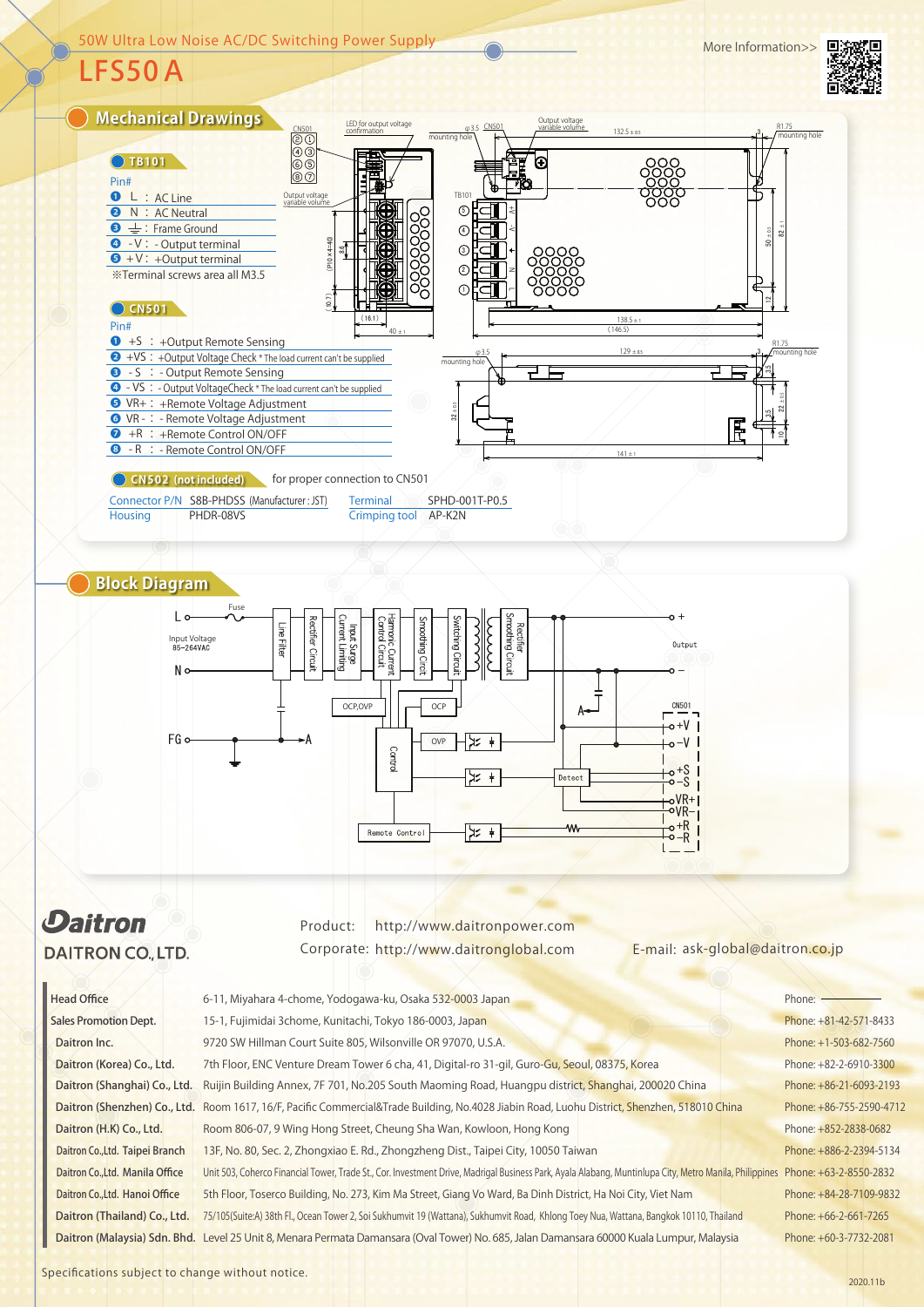50W Ultra Low Noise AC/DC Switching Power Supply

# LFS50A

More Information>>

## Mechanical Drawings

### TB101

Pin#

1. L : AC Line
2. N : AC Neutral
3. ⏚ : Frame Ground
4. -V : -Output terminal
5. +V : +Output terminal

※Terminal screws area all M3.5

### CN501

Pin#

1. +S : +Output Remote Sensing
2. +VS : +Output Voltage Check * The load current can't be supplied
3. -S : -Output Remote Sensing
4. -VS : -Output VoltageCheck * The load current can't be supplied
5. VR+ : +Remote Voltage Adjustment
6. VR- : -Remote Voltage Adjustment
7. +R : +Remote Control ON/OFF
8. -R : -Remote Control ON/OFF

### CN502 (not included)

for proper connection to CN501

| | | | |
|---|---|---|---|
| Connector P/N | S8B-PHDSS (Manufacturer : JST) | Terminal | SPHD-001T-P0.5 |
| Housing | PHDR-08VS | Crimping tool | AP-K2N |

CN501
LED for output voltage confirmation
Output voltage variable volume
φ3.5 mounting hole
132.5±0.5
R1.75 mounting hole
TB101
(P10.4×4=40)
8.6
(10.7)
(18.1)
40±1
138.5±1
(146.5)
50±0.5
82±1
12
φ3.5 mounting hole
129±0.5
R1.75 mounting hole
32±0.5
141±1
4.5
22±0.5
5
10

## Block Diagram

L
Fuse
Input Voltage 85~264VAC
N
FG
Line Filter
Rectifier Circuit
Input Surge Current Limiting
Harmonic Current Control Circuit
Smoothing Circuit
Switching Circuit
Rectifier Smoothing Circuit
+
Output
−
OCP,OVP
OCP
OVP
Control
Detect
Remote Control
A
CN501
+V
-V
+S
-S
VR+
VR-
+R
-R

**Daitron**
DAITRON CO., LTD.

Product: http://www.daitronpower.com
Corporate: http://www.daitronglobal.com
E-mail: ask-global@daitron.co.jp

| | | |
|---|---|---|
| Head Office | 6-11, Miyahara 4-chome, Yodogawa-ku, Osaka 532-0003 Japan | Phone: |
| Sales Promotion Dept. | 15-1, Fujimidai 3chome, Kunitachi, Tokyo 186-0003, Japan | Phone: +81-42-571-8433 |
| Daitron Inc. | 9720 SW Hillman Court Suite 805, Wilsonville OR 97070, U.S.A. | Phone: +1-503-682-7560 |
| Daitron (Korea) Co., Ltd. | 7th Floor, ENC Venture Dream Tower 6 cha, 41, Digital-ro 31-gil, Guro-Gu, Seoul, 08375, Korea | Phone: +82-2-6910-3300 |
| Daitron (Shanghai) Co., Ltd. | Ruijin Building Annex, 7F 701, No.205 South Maoming Road, Huangpu district, Shanghai, 200020 China | Phone: +86-21-6093-2193 |
| Daitron (Shenzhen) Co., Ltd. | Room 1617, 16/F, Pacific Commercial&Trade Building, No.4028 Jiabin Road, Luohu District, Shenzhen, 518010 China | Phone: +86-755-2590-4712 |
| Daitron (H.K) Co., Ltd. | Room 806-07, 9 Wing Hong Street, Cheung Sha Wan, Kowloon, Hong Kong | Phone: +852-2838-0682 |
| Daitron Co.,Ltd. Taipei Branch | 13F, No. 80, Sec. 2, Zhongxiao E. Rd., Zhongzheng Dist., Taipei City, 10050 Taiwan | Phone: +886-2-2394-5134 |
| Daitron Co.,Ltd. Manila Office | Unit 503, Coherco Financial Tower, Trade St., Cor. Investment Drive, Madrigal Business Park, Ayala Alabang, Muntinlupa City, Metro Manila, Philippines | Phone: +63-2-8550-2832 |
| Daitron Co.,Ltd. Hanoi Office | 5th Floor, Toserco Building, No. 273, Kim Ma Street, Giang Vo Ward, Ba Dinh District, Ha Noi City, Viet Nam | Phone: +84-28-7109-9832 |
| Daitron (Thailand) Co., Ltd. | 75/105(Suite:A) 38th Fl., Ocean Tower 2, Soi Sukhumvit 19 (Wattana), Sukhumvit Road, Khlong Toey Nua, Wattana, Bangkok 10110, Thailand | Phone: +66-2-661-7265 |
| Daitron (Malaysia) Sdn. Bhd. | Level 25 Unit 8, Menara Permata Damansara (Oval Tower) No. 685, Jalan Damansara 60000 Kuala Lumpur, Malaysia | Phone: +60-3-7732-2081 |

Specifications subject to change without notice.

2020.11b